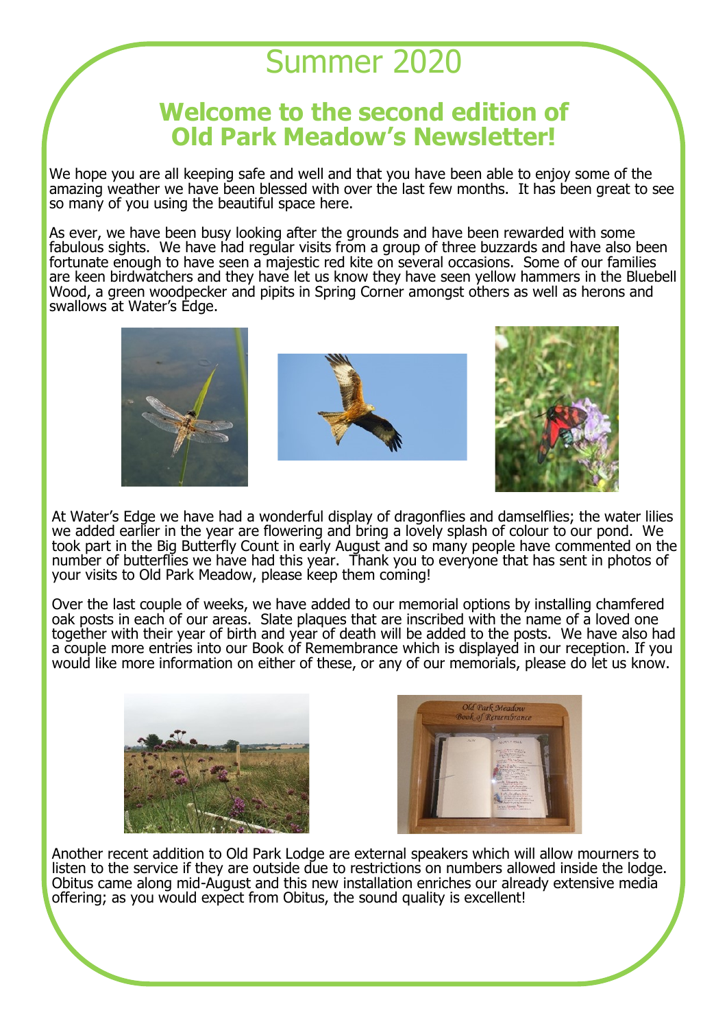# Summer 2020

## Welcome to the second edition of Old Park Meadow's Newsletter!

We hope you are all keeping safe and well and that you have been able to enjoy some of the amazing weather we have been blessed with over the last few months. It has been great to see so many of you using the beautiful space here.

As ever, we have been busy looking after the grounds and have been rewarded with some fabulous sights. We have had regular visits from a group of three buzzards and have also been fortunate enough to have seen a majestic red kite on several occasions. Some of our families are keen birdwatchers and they have let us know they have seen yellow hammers in the Bluebell Wood, a green woodpecker and pipits in Spring Corner amongst others as well as herons and swallows at Water's Edge.

At Water's Edge we have had a wonderful display of dragonflies and damselflies; the water lilies we added earlier in the year are flowering and bring a lovely splash of colour to our pond. We took part in the Big Butterfly Count in early August and so many people have commented on the number of butterflies we have had this year. Thank you to everyone that has sent in photos of your visits to Old Park Meadow, please keep them coming!

Over the last couple of weeks, we have added to our memorial options by installing chamfered oak posts in each of our areas. Slate plaques that are inscribed with the name of a loved one together with their year of birth and year of death will be added to the posts. We have also had a couple more entries into our Book of Remembrance which is displayed in our reception. If you would like more information on either of these, or any of our memorials, please do let us know.

Another recent addition to Old Park Lodge are external speakers which will allow mourners to listen to the service if they are outside due to restrictions on numbers allowed inside the lodge. Obitus came along mid-August and this new installation enriches our already extensive media offering; as you would expect from Obitus, the sound quality is excellent!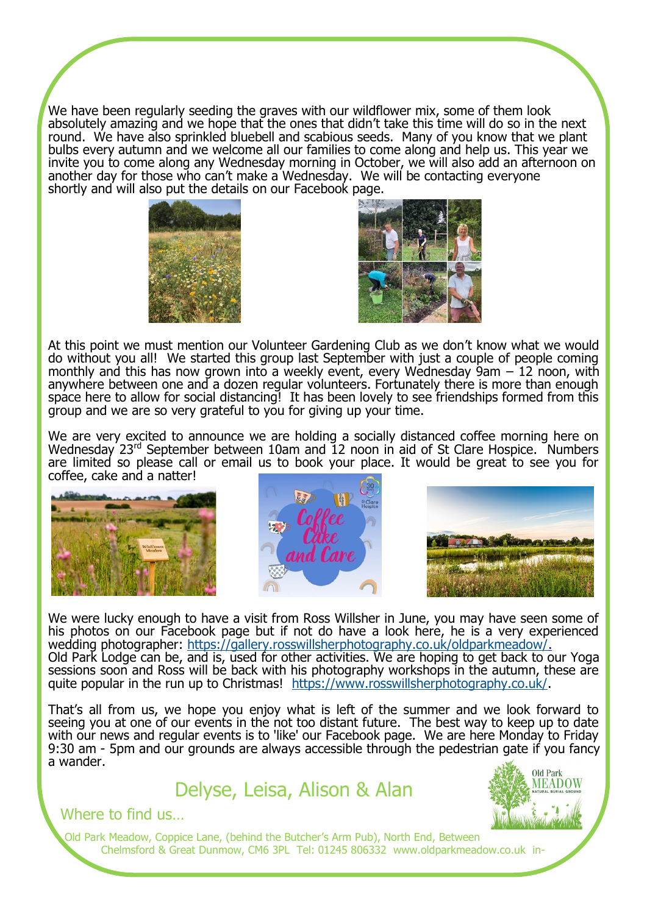We have been regularly seeding the graves with our wildflower mix, some of them look absolutely amazing and we hope that the ones that didn't take this time will do so in the next round. We have also sprinkled bluebell and scabious seeds. Many of you know that we plant bulbs every autumn and we welcome all our families to come along and help us. This year we invite you to come along any Wednesday morning in October, we will also add an afternoon on another day for those who can't make a Wednesday. We will be contacting everyone shortly and will also put the details on our Facebook page.

At this point we must mention our Volunteer Gardening Club as we don't know what we would do without you all! We started this group last September with just a couple of people coming monthly and this has now grown into a weekly event, every Wednesday 9am – 12 noon, with anywhere between one and a dozen regular volunteers. Fortunately there is more than enough space here to allow for social distancing! It has been lovely to see friendships formed from this group and we are so very grateful to you for giving up your time.

We are very excited to announce we are holding a socially distanced coffee morning here on Wednesday 23rd September between 10am and 12 noon in aid of St Clare Hospice. Numbers are limited so please call or email us to book your place. It would be great to see you for coffee, cake and a natter!

We were lucky enough to have a visit from Ross Willsher in June, you may have seen some of his photos on our Facebook page but if not do have a look here, he is a very experienced wedding photographer: https://gallery.rosswillsherphotography.co.uk/oldparkmeadow/.
Old Park Lodge can be, and is, used for other activities. We are hoping to get back to our Yoga sessions soon and Ross will be back with his photography workshops in the autumn, these are quite popular in the run up to Christmas! https://www.rosswillsherphotography.co.uk/.

That's all from us, we hope you enjoy what is left of the summer and we look forward to seeing you at one of our events in the not too distant future. The best way to keep up to date with our news and regular events is to 'like' our Facebook page. We are here Monday to Friday 9:30 am - 5pm and our grounds are always accessible through the pedestrian gate if you fancy a wander.

## Delyse, Leisa, Alison & Alan

### Where to find us…

Old Park Meadow, Coppice Lane, (behind the Butcher's Arm Pub), North End, Between Chelmsford & Great Dunmow, CM6 3PL Tel: 01245 806332 www.oldparkmeadow.co.uk in-